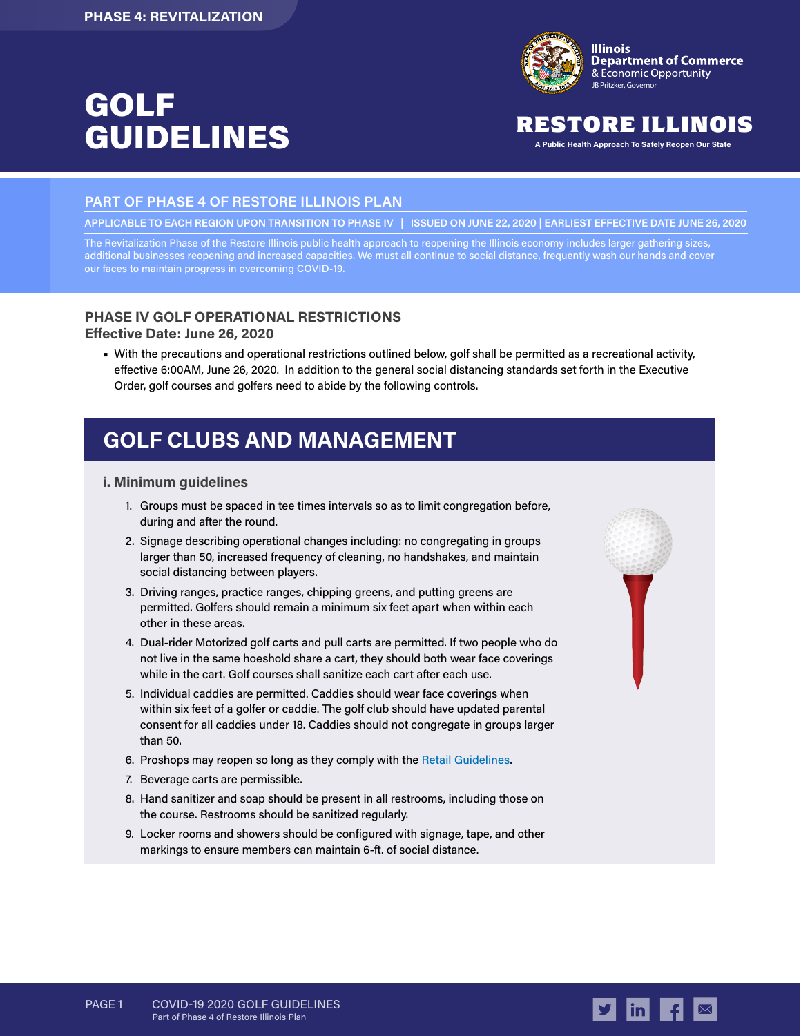PHASE 4: REVITALIZATION

# GOLF GUIDELINES

Illinois Department of Commerce & Economic Opportunity
JB Pritzker, Governor

**RESTORE ILLINOIS**
A Public Health Approach To Safely Reopen Our State

## PART OF PHASE 4 OF RESTORE ILLINOIS PLAN

**APPLICABLE TO EACH REGION UPON TRANSITION TO PHASE IV | ISSUED ON JUNE 22, 2020 | EARLIEST EFFECTIVE DATE JUNE 26, 2020**

The Revitalization Phase of the Restore Illinois public health approach to reopening the Illinois economy includes larger gathering sizes, additional businesses reopening and increased capacities. We must all continue to social distance, frequently wash our hands and cover our faces to maintain progress in overcoming COVID-19.

### PHASE IV GOLF OPERATIONAL RESTRICTIONS
**Effective Date: June 26, 2020**

- With the precautions and operational restrictions outlined below, golf shall be permitted as a recreational activity, effective 6:00AM, June 26, 2020. In addition to the general social distancing standards set forth in the Executive Order, golf courses and golfers need to abide by the following controls.

## GOLF CLUBS AND MANAGEMENT

### i. Minimum guidelines

1. Groups must be spaced in tee times intervals so as to limit congregation before, during and after the round.
2. Signage describing operational changes including: no congregating in groups larger than 50, increased frequency of cleaning, no handshakes, and maintain social distancing between players.
3. Driving ranges, practice ranges, chipping greens, and putting greens are permitted. Golfers should remain a minimum six feet apart when within each other in these areas.
4. Dual-rider Motorized golf carts and pull carts are permitted. If two people who do not live in the same hoeshold share a cart, they should both wear face coverings while in the cart. Golf courses shall sanitize each cart after each use.
5. Individual caddies are permitted. Caddies should wear face coverings when within six feet of a golfer or caddie. The golf club should have updated parental consent for all caddies under 18. Caddies should not congregate in groups larger than 50.
6. Proshops may reopen so long as they comply with the Retail Guidelines.
7. Beverage carts are permissible.
8. Hand sanitizer and soap should be present in all restrooms, including those on the course. Restrooms should be sanitized regularly.
9. Locker rooms and showers should be configured with signage, tape, and other markings to ensure members can maintain 6-ft. of social distance.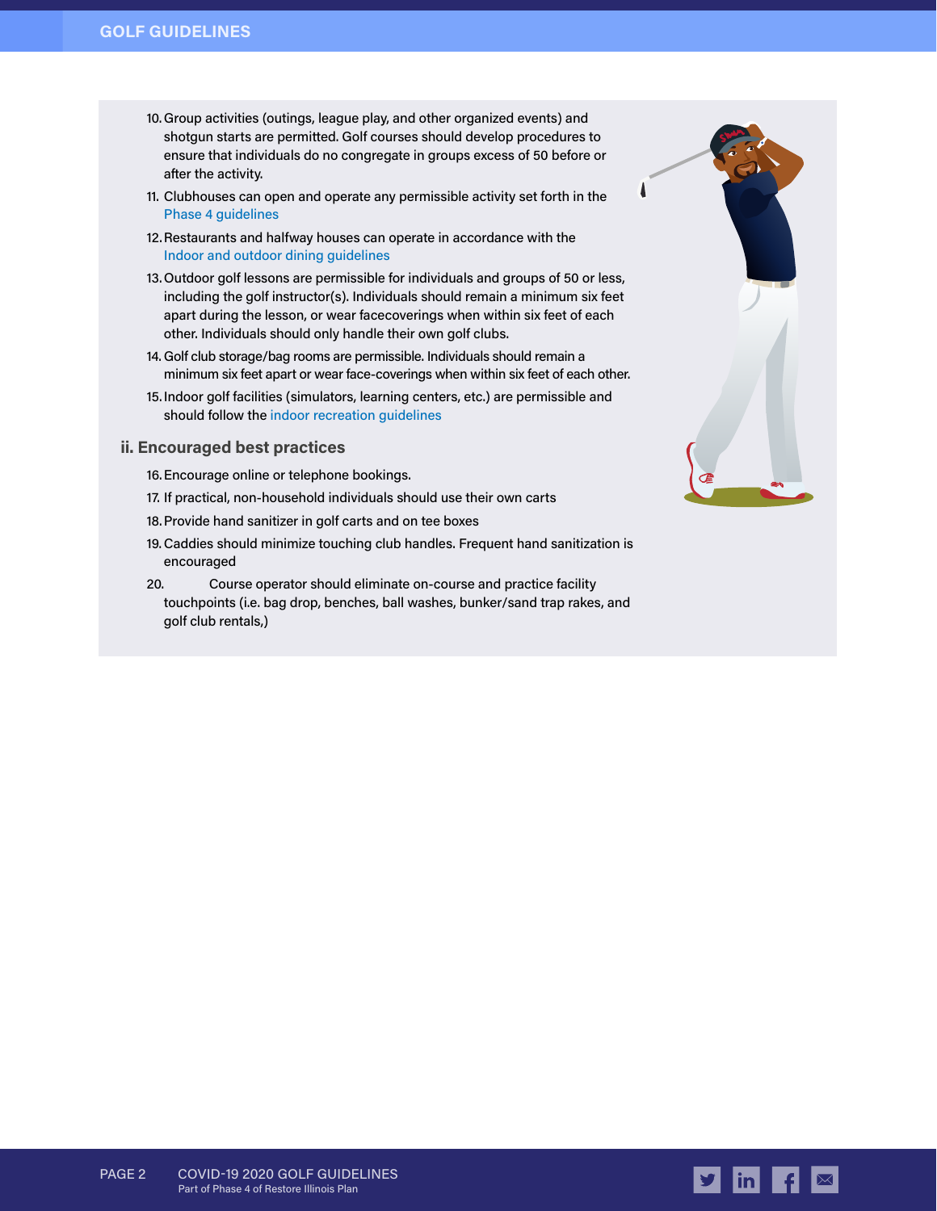10. Group activities (outings, league play, and other organized events) and shotgun starts are permitted. Golf courses should develop procedures to ensure that individuals do no congregate in groups excess of 50 before or after the activity.
11. Clubhouses can open and operate any permissible activity set forth in the Phase 4 guidelines
12. Restaurants and halfway houses can operate in accordance with the Indoor and outdoor dining guidelines
13. Outdoor golf lessons are permissible for individuals and groups of 50 or less, including the golf instructor(s). Individuals should remain a minimum six feet apart during the lesson, or wear facecoverings when within six feet of each other. Individuals should only handle their own golf clubs.
14. Golf club storage/bag rooms are permissible. Individuals should remain a minimum six feet apart or wear face-coverings when within six feet of each other.
15. Indoor golf facilities (simulators, learning centers, etc.) are permissible and should follow the indoor recreation guidelines

## ii. Encouraged best practices

16. Encourage online or telephone bookings.
17. If practical, non-household individuals should use their own carts
18. Provide hand sanitizer in golf carts and on tee boxes
19. Caddies should minimize touching club handles. Frequent hand sanitization is encouraged
20. Course operator should eliminate on-course and practice facility touchpoints (i.e. bag drop, benches, ball washes, bunker/sand trap rakes, and golf club rentals,)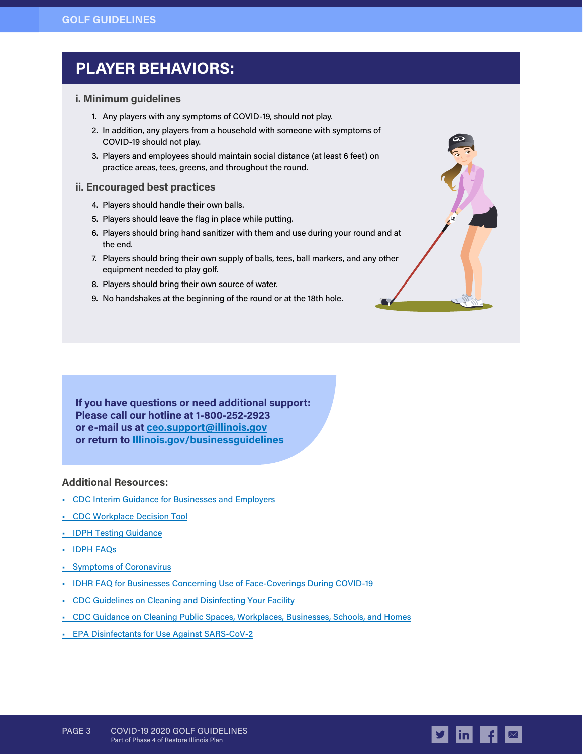## PLAYER BEHAVIORS:

### i. Minimum guidelines

1. Any players with any symptoms of COVID-19, should not play.
2. In addition, any players from a household with someone with symptoms of COVID-19 should not play.
3. Players and employees should maintain social distance (at least 6 feet) on practice areas, tees, greens, and throughout the round.

### ii. Encouraged best practices

4. Players should handle their own balls.
5. Players should leave the flag in place while putting.
6. Players should bring hand sanitizer with them and use during your round and at the end.
7. Players should bring their own supply of balls, tees, ball markers, and any other equipment needed to play golf.
8. Players should bring their own source of water.
9. No handshakes at the beginning of the round or at the 18th hole.

**If you have questions or need additional support:**
**Please call our hotline at 1-800-252-2923**
**or e-mail us at ceo.support@illinois.gov**
**or return to Illinois.gov/businessguidelines**

### Additional Resources:

- CDC Interim Guidance for Businesses and Employers
- CDC Workplace Decision Tool
- IDPH Testing Guidance
- IDPH FAQs
- Symptoms of Coronavirus
- IDHR FAQ for Businesses Concerning Use of Face-Coverings During COVID-19
- CDC Guidelines on Cleaning and Disinfecting Your Facility
- CDC Guidance on Cleaning Public Spaces, Workplaces, Businesses, Schools, and Homes
- EPA Disinfectants for Use Against SARS-CoV-2